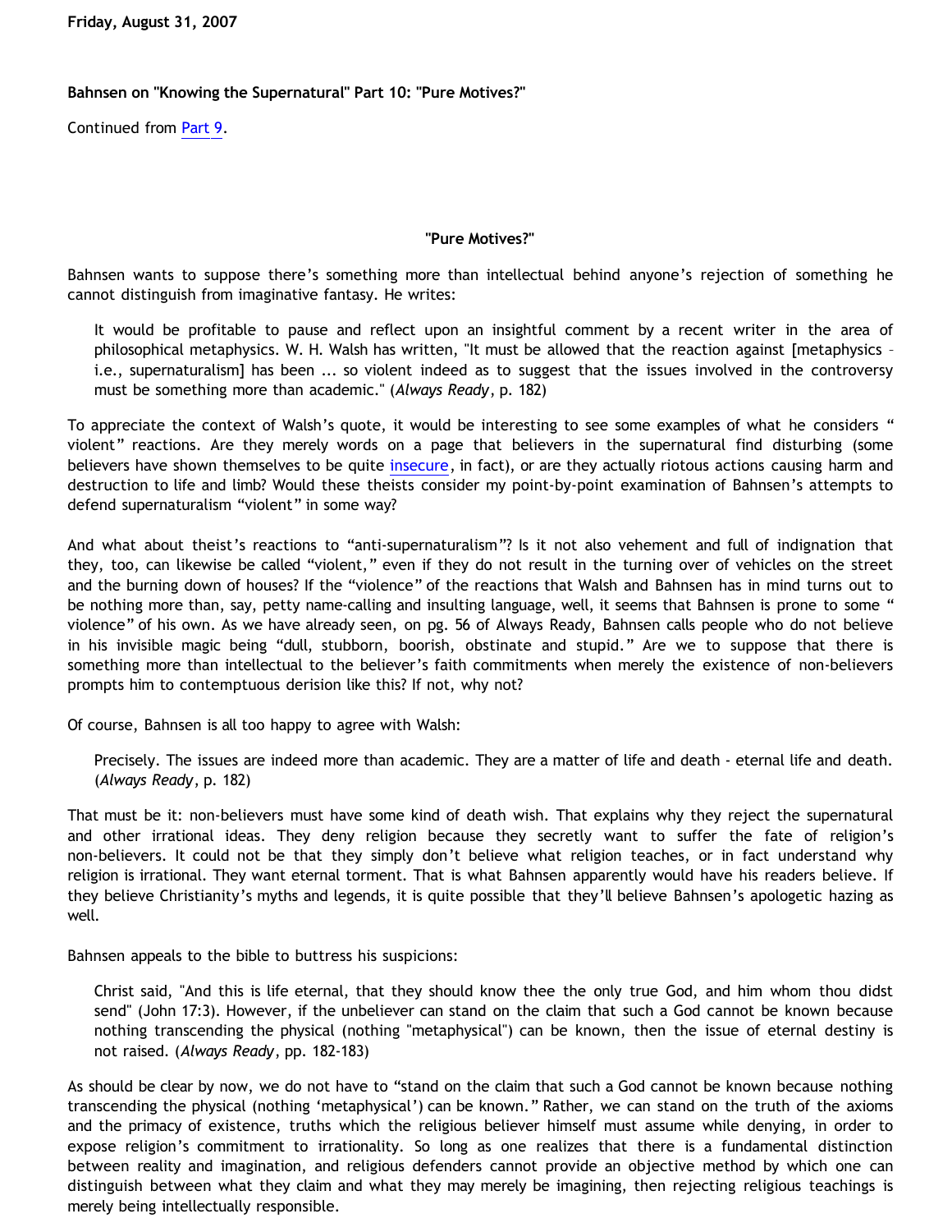Friday, August 31, 2007

## Bahnsen on "Knowing the Supernatural" Part 10: "Pure Motives?"

Continued from Part 9.

### "Pure Motives?"

Bahnsen wants to suppose there's something more than intellectual behind anyone's rejection of something he cannot distinguish from imaginative fantasy. He writes:

> It would be profitable to pause and reflect upon an insightful comment by a recent writer in the area of philosophical metaphysics. W. H. Walsh has written, "It must be allowed that the reaction against [metaphysics – i.e., supernaturalism] has been ... so violent indeed as to suggest that the issues involved in the controversy must be something more than academic." (*Always Ready*, p. 182)

To appreciate the context of Walsh's quote, it would be interesting to see some examples of what he considers "violent" reactions. Are they merely words on a page that believers in the supernatural find disturbing (some believers have shown themselves to be quite insecure, in fact), or are they actually riotous actions causing harm and destruction to life and limb? Would these theists consider my point-by-point examination of Bahnsen's attempts to defend supernaturalism "violent" in some way?

And what about theist's reactions to "anti-supernaturalism"? Is it not also vehement and full of indignation that they, too, can likewise be called "violent," even if they do not result in the turning over of vehicles on the street and the burning down of houses? If the "violence" of the reactions that Walsh and Bahnsen has in mind turns out to be nothing more than, say, petty name-calling and insulting language, well, it seems that Bahnsen is prone to some "violence" of his own. As we have already seen, on pg. 56 of Always Ready, Bahnsen calls people who do not believe in his invisible magic being "dull, stubborn, boorish, obstinate and stupid." Are we to suppose that there is something more than intellectual to the believer's faith commitments when merely the existence of non-believers prompts him to contemptuous derision like this? If not, why not?

Of course, Bahnsen is all too happy to agree with Walsh:

> Precisely. The issues are indeed more than academic. They are a matter of life and death - eternal life and death. (*Always Ready*, p. 182)

That must be it: non-believers must have some kind of death wish. That explains why they reject the supernatural and other irrational ideas. They deny religion because they secretly want to suffer the fate of religion's non-believers. It could not be that they simply don't believe what religion teaches, or in fact understand why religion is irrational. They want eternal torment. That is what Bahnsen apparently would have his readers believe. If they believe Christianity's myths and legends, it is quite possible that they'll believe Bahnsen's apologetic hazing as well.

Bahnsen appeals to the bible to buttress his suspicions:

> Christ said, "And this is life eternal, that they should know thee the only true God, and him whom thou didst send" (John 17:3). However, if the unbeliever can stand on the claim that such a God cannot be known because nothing transcending the physical (nothing "metaphysical") can be known, then the issue of eternal destiny is not raised. (*Always Ready*, pp. 182-183)

As should be clear by now, we do not have to "stand on the claim that such a God cannot be known because nothing transcending the physical (nothing 'metaphysical') can be known." Rather, we can stand on the truth of the axioms and the primacy of existence, truths which the religious believer himself must assume while denying, in order to expose religion's commitment to irrationality. So long as one realizes that there is a fundamental distinction between reality and imagination, and religious defenders cannot provide an objective method by which one can distinguish between what they claim and what they may merely be imagining, then rejecting religious teachings is merely being intellectually responsible.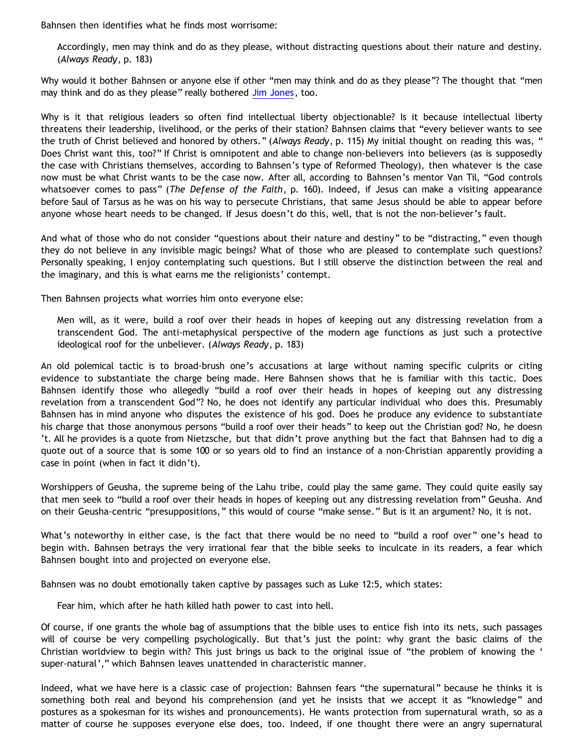Bahnsen then identifies what he finds most worrisome:

> Accordingly, men may think and do as they please, without distracting questions about their nature and destiny. (*Always Ready*, p. 183)

Why would it bother Bahnsen or anyone else if other "men may think and do as they please"? The thought that "men may think and do as they please" really bothered Jim Jones, too.

Why is it that religious leaders so often find intellectual liberty objectionable? Is it because intellectual liberty threatens their leadership, livelihood, or the perks of their station? Bahnsen claims that "every believer wants to see the truth of Christ believed and honored by others." (*Always Ready*, p. 115) My initial thought on reading this was, "Does Christ want this, too?" If Christ is omnipotent and able to change non-believers into believers (as is supposedly the case with Christians themselves, according to Bahnsen's type of Reformed Theology), then whatever is the case now must be what Christ wants to be the case now. After all, according to Bahnsen's mentor Van Til, "God controls whatsoever comes to pass" (*The Defense of the Faith*, p. 160). Indeed, if Jesus can make a visiting appearance before Saul of Tarsus as he was on his way to persecute Christians, that same Jesus should be able to appear before anyone whose heart needs to be changed. If Jesus doesn't do this, well, that is not the non-believer's fault.

And what of those who do not consider "questions about their nature and destiny" to be "distracting," even though they do not believe in any invisible magic beings? What of those who are pleased to contemplate such questions? Personally speaking, I enjoy contemplating such questions. But I still observe the distinction between the real and the imaginary, and this is what earns me the religionists' contempt.

Then Bahnsen projects what worries him onto everyone else:

> Men will, as it were, build a roof over their heads in hopes of keeping out any distressing revelation from a transcendent God. The anti-metaphysical perspective of the modern age functions as just such a protective ideological roof for the unbeliever. (*Always Ready*, p. 183)

An old polemical tactic is to broad-brush one's accusations at large without naming specific culprits or citing evidence to substantiate the charge being made. Here Bahnsen shows that he is familiar with this tactic. Does Bahnsen identify those who allegedly "build a roof over their heads in hopes of keeping out any distressing revelation from a transcendent God"? No, he does not identify any particular individual who does this. Presumably Bahnsen has in mind anyone who disputes the existence of his god. Does he produce any evidence to substantiate his charge that those anonymous persons "build a roof over their heads" to keep out the Christian god? No, he doesn't. All he provides is a quote from Nietzsche, but that didn't prove anything but the fact that Bahnsen had to dig a quote out of a source that is some 100 or so years old to find an instance of a non-Christian apparently providing a case in point (when in fact it didn't).

Worshippers of Geusha, the supreme being of the Lahu tribe, could play the same game. They could quite easily say that men seek to "build a roof over their heads in hopes of keeping out any distressing revelation from" Geusha. And on their Geusha-centric "presuppositions," this would of course "make sense." But is it an argument? No, it is not.

What's noteworthy in either case, is the fact that there would be no need to "build a roof over" one's head to begin with. Bahnsen betrays the very irrational fear that the bible seeks to inculcate in its readers, a fear which Bahnsen bought into and projected on everyone else.

Bahnsen was no doubt emotionally taken captive by passages such as Luke 12:5, which states:

> Fear him, which after he hath killed hath power to cast into hell.

Of course, if one grants the whole bag of assumptions that the bible uses to entice fish into its nets, such passages will of course be very compelling psychologically. But that's just the point: why grant the basic claims of the Christian worldview to begin with? This just brings us back to the original issue of "the problem of knowing the 'super-natural'," which Bahnsen leaves unattended in characteristic manner.

Indeed, what we have here is a classic case of projection: Bahnsen fears "the supernatural" because he thinks it is something both real and beyond his comprehension (and yet he insists that we accept it as "knowledge" and postures as a spokesman for its wishes and pronouncements). He wants protection from supernatural wrath, so as a matter of course he supposes everyone else does, too. Indeed, if one thought there were an angry supernatural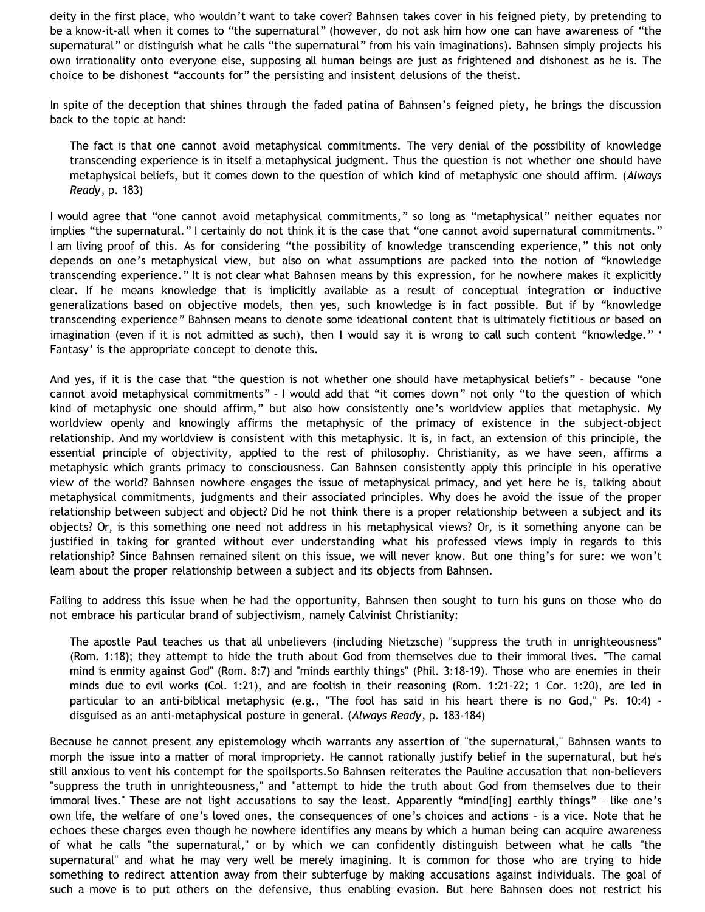deity in the first place, who wouldn't want to take cover? Bahnsen takes cover in his feigned piety, by pretending to be a know-it-all when it comes to "the supernatural" (however, do not ask him how one can have awareness of "the supernatural" or distinguish what he calls "the supernatural" from his vain imaginations). Bahnsen simply projects his own irrationality onto everyone else, supposing all human beings are just as frightened and dishonest as he is. The choice to be dishonest "accounts for" the persisting and insistent delusions of the theist.

In spite of the deception that shines through the faded patina of Bahnsen's feigned piety, he brings the discussion back to the topic at hand:

> The fact is that one cannot avoid metaphysical commitments. The very denial of the possibility of knowledge transcending experience is in itself a metaphysical judgment. Thus the question is not whether one should have metaphysical beliefs, but it comes down to the question of which kind of metaphysic one should affirm. (*Always Ready*, p. 183)

I would agree that "one cannot avoid metaphysical commitments," so long as "metaphysical" neither equates nor implies "the supernatural." I certainly do not think it is the case that "one cannot avoid supernatural commitments." I am living proof of this. As for considering "the possibility of knowledge transcending experience," this not only depends on one's metaphysical view, but also on what assumptions are packed into the notion of "knowledge transcending experience." It is not clear what Bahnsen means by this expression, for he nowhere makes it explicitly clear. If he means knowledge that is implicitly available as a result of conceptual integration or inductive generalizations based on objective models, then yes, such knowledge is in fact possible. But if by "knowledge transcending experience" Bahnsen means to denote some ideational content that is ultimately fictitious or based on imagination (even if it is not admitted as such), then I would say it is wrong to call such content "knowledge." ' Fantasy' is the appropriate concept to denote this.

And yes, if it is the case that "the question is not whether one should have metaphysical beliefs" – because "one cannot avoid metaphysical commitments" – I would add that "it comes down" not only "to the question of which kind of metaphysic one should affirm," but also how consistently one's worldview applies that metaphysic. My worldview openly and knowingly affirms the metaphysic of the primacy of existence in the subject-object relationship. And my worldview is consistent with this metaphysic. It is, in fact, an extension of this principle, the essential principle of objectivity, applied to the rest of philosophy. Christianity, as we have seen, affirms a metaphysic which grants primacy to consciousness. Can Bahnsen consistently apply this principle in his operative view of the world? Bahnsen nowhere engages the issue of metaphysical primacy, and yet here he is, talking about metaphysical commitments, judgments and their associated principles. Why does he avoid the issue of the proper relationship between subject and object? Did he not think there is a proper relationship between a subject and its objects? Or, is this something one need not address in his metaphysical views? Or, is it something anyone can be justified in taking for granted without ever understanding what his professed views imply in regards to this relationship? Since Bahnsen remained silent on this issue, we will never know. But one thing's for sure: we won't learn about the proper relationship between a subject and its objects from Bahnsen.

Failing to address this issue when he had the opportunity, Bahnsen then sought to turn his guns on those who do not embrace his particular brand of subjectivism, namely Calvinist Christianity:

> The apostle Paul teaches us that all unbelievers (including Nietzsche) "suppress the truth in unrighteousness" (Rom. 1:18); they attempt to hide the truth about God from themselves due to their immoral lives. "The carnal mind is enmity against God" (Rom. 8:7) and "minds earthly things" (Phil. 3:18-19). Those who are enemies in their minds due to evil works (Col. 1:21), and are foolish in their reasoning (Rom. 1:21-22; 1 Cor. 1:20), are led in particular to an anti-biblical metaphysic (e.g., "The fool has said in his heart there is no God," Ps. 10:4) - disguised as an anti-metaphysical posture in general. (*Always Ready*, p. 183-184)

Because he cannot present any epistemology whcih warrants any assertion of "the supernatural," Bahnsen wants to morph the issue into a matter of moral impropriety. He cannot rationally justify belief in the supernatural, but he's still anxious to vent his contempt for the spoilsports.So Bahnsen reiterates the Pauline accusation that non-believers "suppress the truth in unrighteousness," and "attempt to hide the truth about God from themselves due to their immoral lives." These are not light accusations to say the least. Apparently "mind[ing] earthly things" – like one's own life, the welfare of one's loved ones, the consequences of one's choices and actions – is a vice. Note that he echoes these charges even though he nowhere identifies any means by which a human being can acquire awareness of what he calls "the supernatural," or by which we can confidently distinguish between what he calls "the supernatural" and what he may very well be merely imagining. It is common for those who are trying to hide something to redirect attention away from their subterfuge by making accusations against individuals. The goal of such a move is to put others on the defensive, thus enabling evasion. But here Bahnsen does not restrict his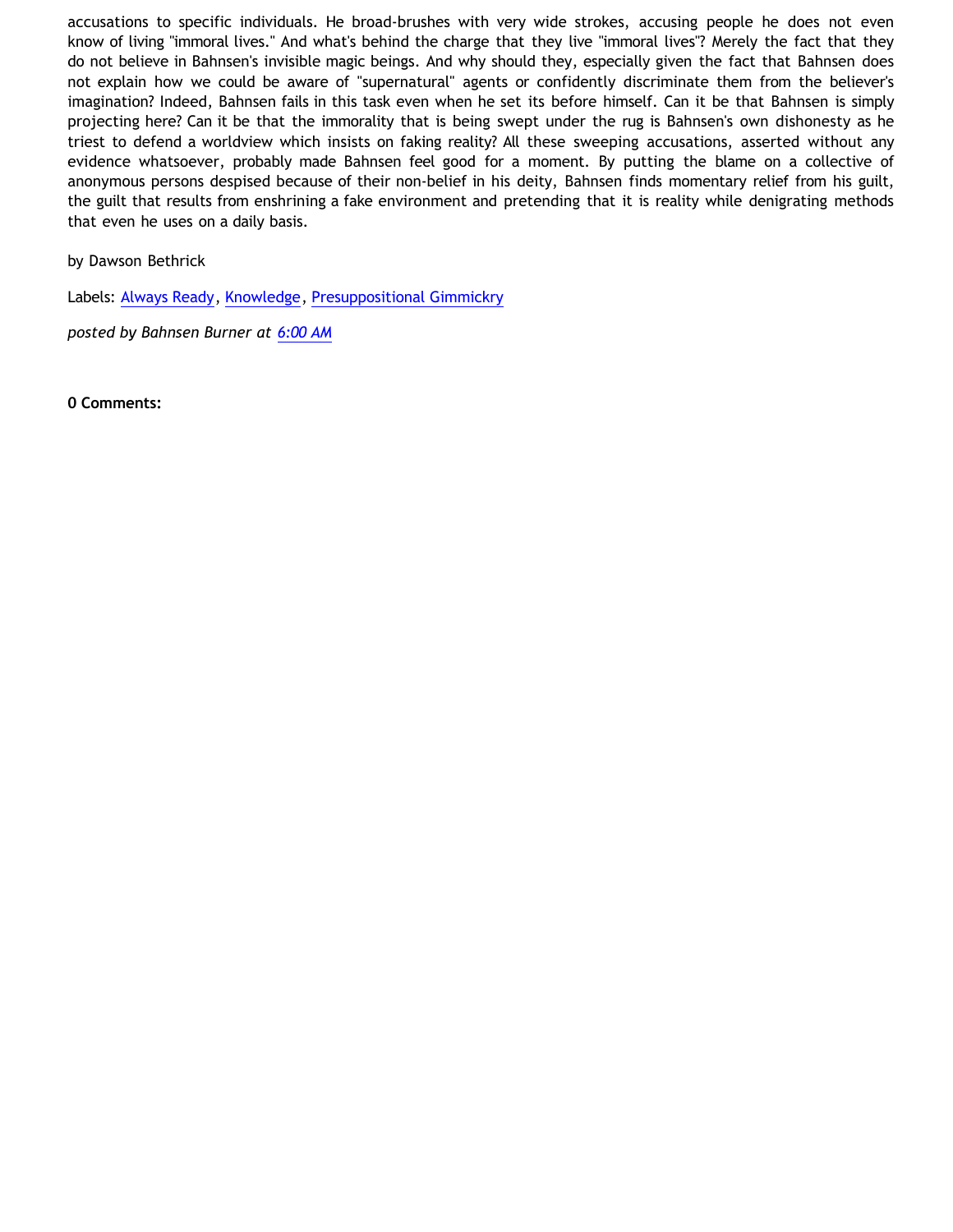accusations to specific individuals. He broad-brushes with very wide strokes, accusing people he does not even know of living "immoral lives." And what's behind the charge that they live "immoral lives"? Merely the fact that they do not believe in Bahnsen's invisible magic beings. And why should they, especially given the fact that Bahnsen does not explain how we could be aware of "supernatural" agents or confidently discriminate them from the believer's imagination? Indeed, Bahnsen fails in this task even when he set its before himself. Can it be that Bahnsen is simply projecting here? Can it be that the immorality that is being swept under the rug is Bahnsen's own dishonesty as he triest to defend a worldview which insists on faking reality? All these sweeping accusations, asserted without any evidence whatsoever, probably made Bahnsen feel good for a moment. By putting the blame on a collective of anonymous persons despised because of their non-belief in his deity, Bahnsen finds momentary relief from his guilt, the guilt that results from enshrining a fake environment and pretending that it is reality while denigrating methods that even he uses on a daily basis.

by Dawson Bethrick

Labels: Always Ready, Knowledge, Presuppositional Gimmickry

*posted by Bahnsen Burner at 6:00 AM*

**0 Comments:**